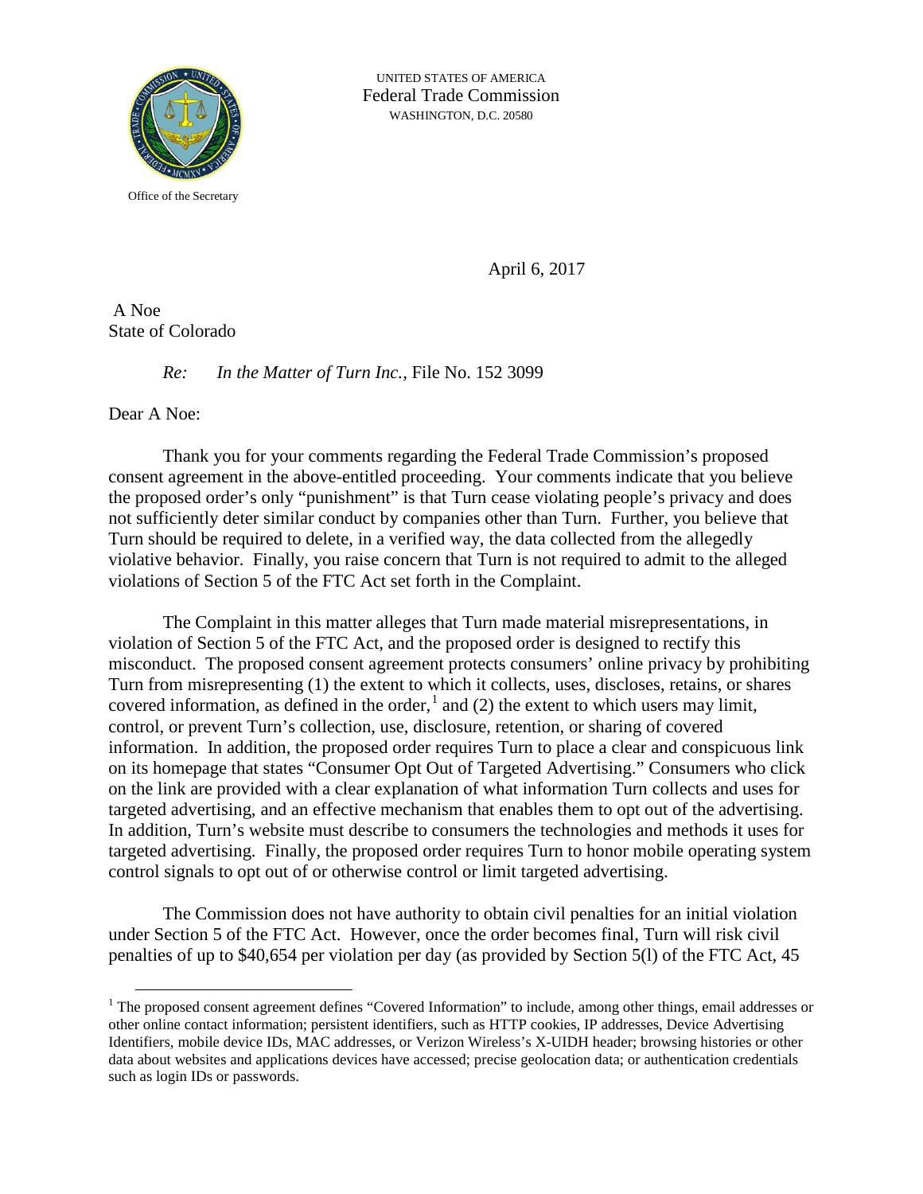UNITED STATES OF AMERICA
Federal Trade Commission
WASHINGTON, D.C. 20580

Office of the Secretary

April 6, 2017

A Noe
State of Colorado

*Re: In the Matter of Turn Inc.*, File No. 152 3099

Dear A Noe:

Thank you for your comments regarding the Federal Trade Commission's proposed consent agreement in the above-entitled proceeding. Your comments indicate that you believe the proposed order's only "punishment" is that Turn cease violating people's privacy and does not sufficiently deter similar conduct by companies other than Turn. Further, you believe that Turn should be required to delete, in a verified way, the data collected from the allegedly violative behavior. Finally, you raise concern that Turn is not required to admit to the alleged violations of Section 5 of the FTC Act set forth in the Complaint.

The Complaint in this matter alleges that Turn made material misrepresentations, in violation of Section 5 of the FTC Act, and the proposed order is designed to rectify this misconduct. The proposed consent agreement protects consumers' online privacy by prohibiting Turn from misrepresenting (1) the extent to which it collects, uses, discloses, retains, or shares covered information, as defined in the order,[1] and (2) the extent to which users may limit, control, or prevent Turn's collection, use, disclosure, retention, or sharing of covered information. In addition, the proposed order requires Turn to place a clear and conspicuous link on its homepage that states "Consumer Opt Out of Targeted Advertising." Consumers who click on the link are provided with a clear explanation of what information Turn collects and uses for targeted advertising, and an effective mechanism that enables them to opt out of the advertising. In addition, Turn's website must describe to consumers the technologies and methods it uses for targeted advertising. Finally, the proposed order requires Turn to honor mobile operating system control signals to opt out of or otherwise control or limit targeted advertising.

The Commission does not have authority to obtain civil penalties for an initial violation under Section 5 of the FTC Act. However, once the order becomes final, Turn will risk civil penalties of up to $40,654 per violation per day (as provided by Section 5(l) of the FTC Act, 45

[1] The proposed consent agreement defines "Covered Information" to include, among other things, email addresses or other online contact information; persistent identifiers, such as HTTP cookies, IP addresses, Device Advertising Identifiers, mobile device IDs, MAC addresses, or Verizon Wireless's X-UIDH header; browsing histories or other data about websites and applications devices have accessed; precise geolocation data; or authentication credentials such as login IDs or passwords.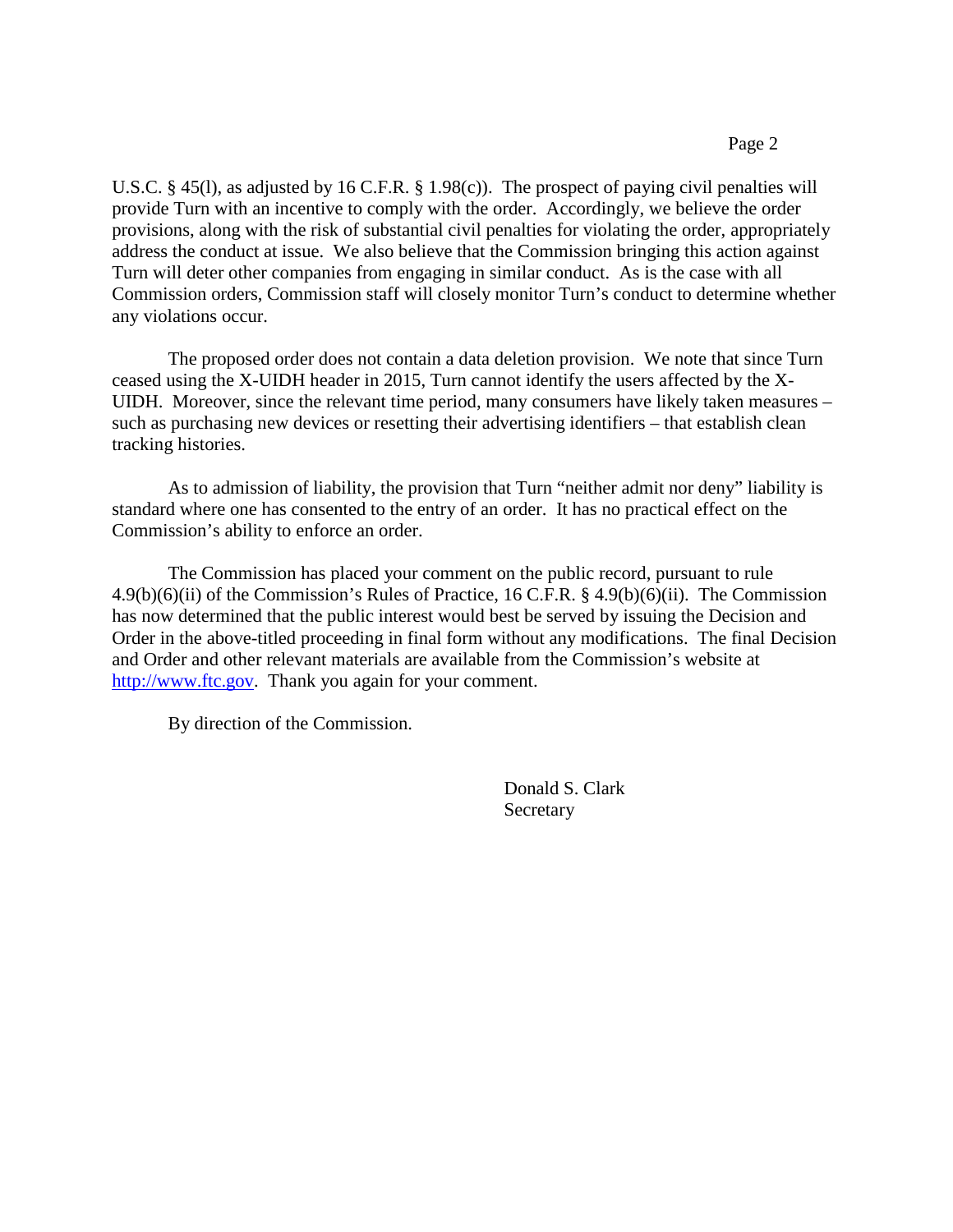U.S.C. § 45(l), as adjusted by 16 C.F.R. § 1.98(c)). The prospect of paying civil penalties will provide Turn with an incentive to comply with the order. Accordingly, we believe the order provisions, along with the risk of substantial civil penalties for violating the order, appropriately address the conduct at issue. We also believe that the Commission bringing this action against Turn will deter other companies from engaging in similar conduct. As is the case with all Commission orders, Commission staff will closely monitor Turn's conduct to determine whether any violations occur.

The proposed order does not contain a data deletion provision. We note that since Turn ceased using the X-UIDH header in 2015, Turn cannot identify the users affected by the X-UIDH. Moreover, since the relevant time period, many consumers have likely taken measures – such as purchasing new devices or resetting their advertising identifiers – that establish clean tracking histories.

As to admission of liability, the provision that Turn "neither admit nor deny" liability is standard where one has consented to the entry of an order. It has no practical effect on the Commission's ability to enforce an order.

The Commission has placed your comment on the public record, pursuant to rule 4.9(b)(6)(ii) of the Commission's Rules of Practice, 16 C.F.R. § 4.9(b)(6)(ii). The Commission has now determined that the public interest would best be served by issuing the Decision and Order in the above-titled proceeding in final form without any modifications. The final Decision and Order and other relevant materials are available from the Commission's website at [http://www.ftc.gov](http://www.ftc.gov). Thank you again for your comment.

By direction of the Commission.

Donald S. Clark
Secretary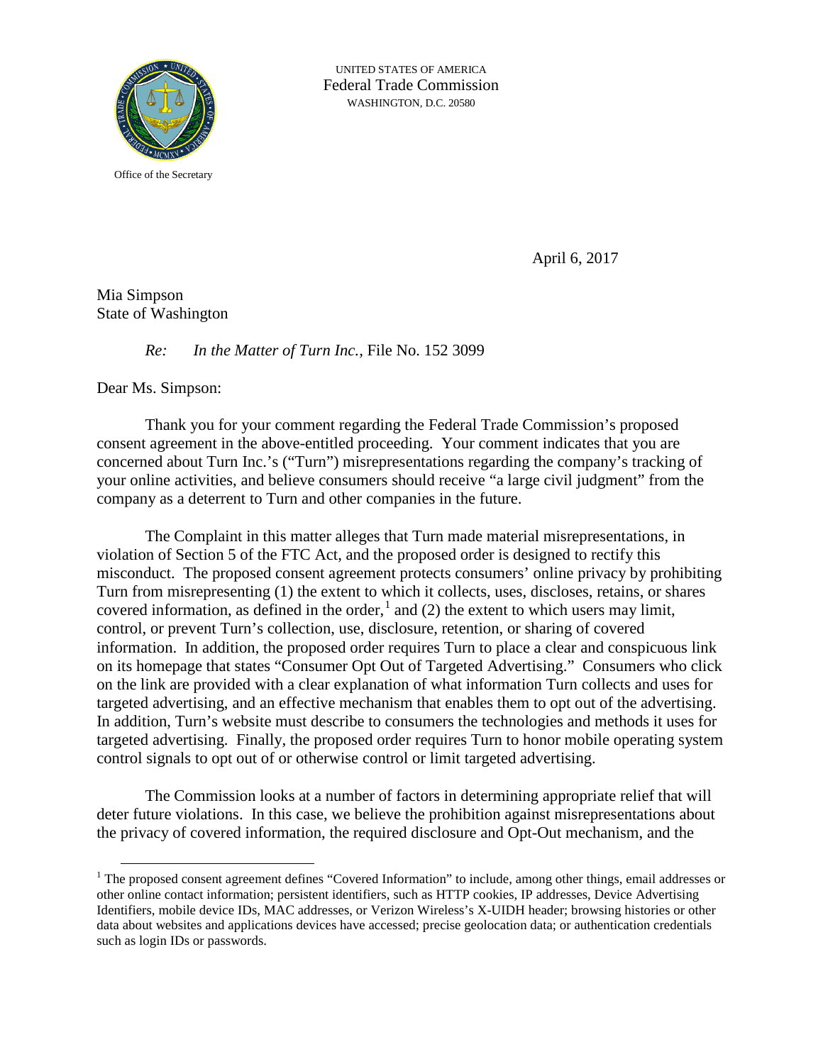UNITED STATES OF AMERICA
Federal Trade Commission
WASHINGTON, D.C. 20580

Office of the Secretary

April 6, 2017

Mia Simpson
State of Washington

*Re:* *In the Matter of Turn Inc.,* File No. 152 3099

Dear Ms. Simpson:

Thank you for your comment regarding the Federal Trade Commission's proposed consent agreement in the above-entitled proceeding. Your comment indicates that you are concerned about Turn Inc.'s ("Turn") misrepresentations regarding the company's tracking of your online activities, and believe consumers should receive "a large civil judgment" from the company as a deterrent to Turn and other companies in the future.

The Complaint in this matter alleges that Turn made material misrepresentations, in violation of Section 5 of the FTC Act, and the proposed order is designed to rectify this misconduct. The proposed consent agreement protects consumers' online privacy by prohibiting Turn from misrepresenting (1) the extent to which it collects, uses, discloses, retains, or shares covered information, as defined in the order,[1] and (2) the extent to which users may limit, control, or prevent Turn's collection, use, disclosure, retention, or sharing of covered information. In addition, the proposed order requires Turn to place a clear and conspicuous link on its homepage that states "Consumer Opt Out of Targeted Advertising." Consumers who click on the link are provided with a clear explanation of what information Turn collects and uses for targeted advertising, and an effective mechanism that enables them to opt out of the advertising. In addition, Turn's website must describe to consumers the technologies and methods it uses for targeted advertising. Finally, the proposed order requires Turn to honor mobile operating system control signals to opt out of or otherwise control or limit targeted advertising.

The Commission looks at a number of factors in determining appropriate relief that will deter future violations. In this case, we believe the prohibition against misrepresentations about the privacy of covered information, the required disclosure and Opt-Out mechanism, and the

---

[1] The proposed consent agreement defines "Covered Information" to include, among other things, email addresses or other online contact information; persistent identifiers, such as HTTP cookies, IP addresses, Device Advertising Identifiers, mobile device IDs, MAC addresses, or Verizon Wireless's X-UIDH header; browsing histories or other data about websites and applications devices have accessed; precise geolocation data; or authentication credentials such as login IDs or passwords.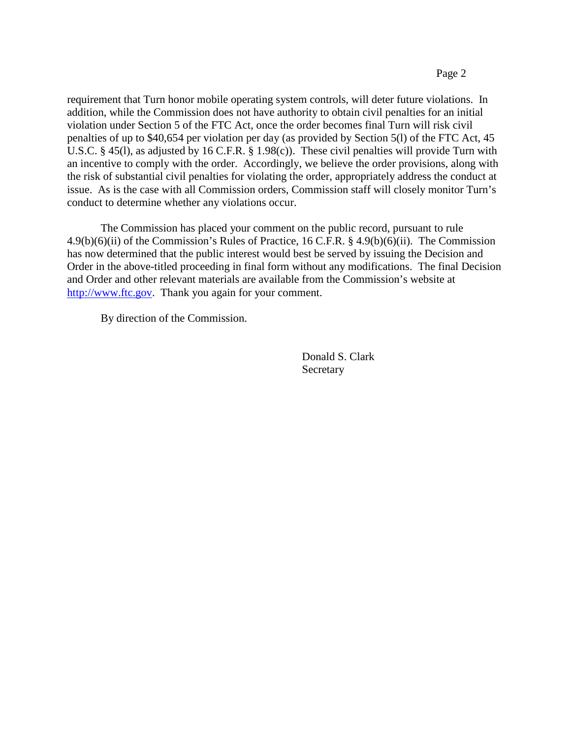requirement that Turn honor mobile operating system controls, will deter future violations. In addition, while the Commission does not have authority to obtain civil penalties for an initial violation under Section 5 of the FTC Act, once the order becomes final Turn will risk civil penalties of up to $40,654 per violation per day (as provided by Section 5(l) of the FTC Act, 45 U.S.C. § 45(l), as adjusted by 16 C.F.R. § 1.98(c)). These civil penalties will provide Turn with an incentive to comply with the order. Accordingly, we believe the order provisions, along with the risk of substantial civil penalties for violating the order, appropriately address the conduct at issue. As is the case with all Commission orders, Commission staff will closely monitor Turn's conduct to determine whether any violations occur.

The Commission has placed your comment on the public record, pursuant to rule 4.9(b)(6)(ii) of the Commission's Rules of Practice, 16 C.F.R. § 4.9(b)(6)(ii). The Commission has now determined that the public interest would best be served by issuing the Decision and Order in the above-titled proceeding in final form without any modifications. The final Decision and Order and other relevant materials are available from the Commission's website at http://www.ftc.gov. Thank you again for your comment.

By direction of the Commission.

Donald S. Clark
Secretary